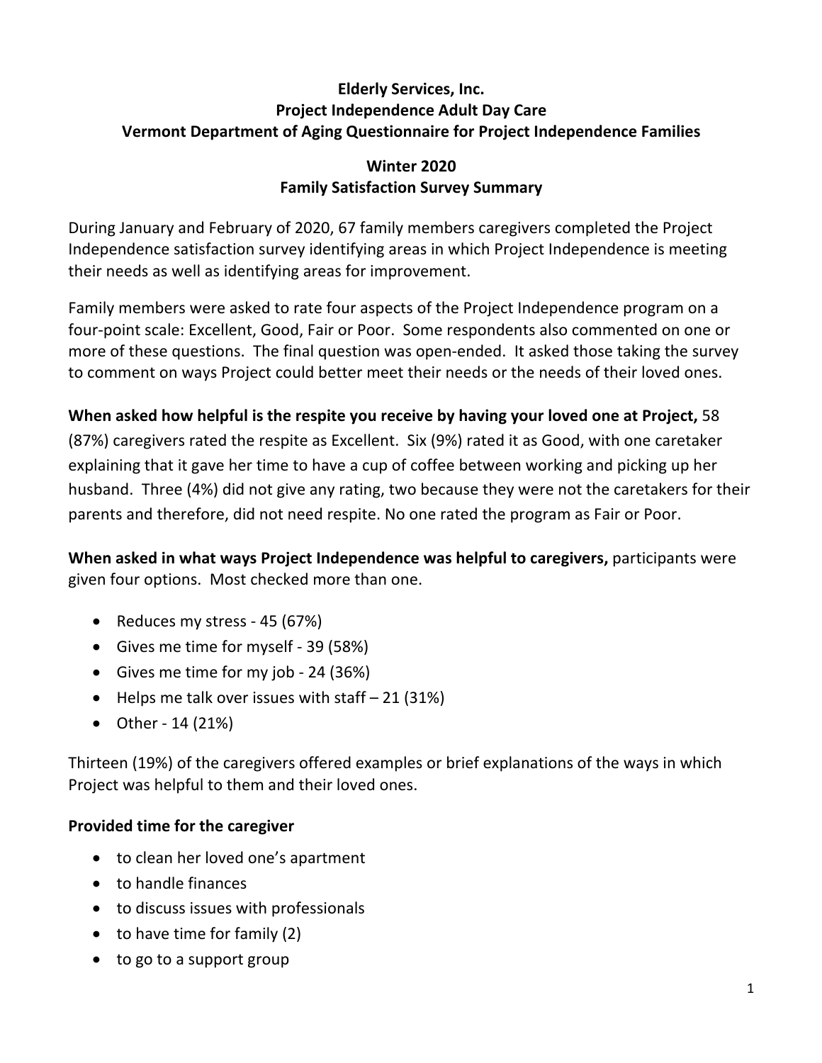**Elderly Services, Inc.**
**Project Independence Adult Day Care**
**Vermont Department of Aging Questionnaire for Project Independence Families**

**Winter 2020**
**Family Satisfaction Survey Summary**

During January and February of 2020, 67 family members caregivers completed the Project Independence satisfaction survey identifying areas in which Project Independence is meeting their needs as well as identifying areas for improvement.

Family members were asked to rate four aspects of the Project Independence program on a four-point scale: Excellent, Good, Fair or Poor. Some respondents also commented on one or more of these questions. The final question was open-ended. It asked those taking the survey to comment on ways Project could better meet their needs or the needs of their loved ones.

**When asked how helpful is the respite you receive by having your loved one at Project,** 58 (87%) caregivers rated the respite as Excellent. Six (9%) rated it as Good, with one caretaker explaining that it gave her time to have a cup of coffee between working and picking up her husband. Three (4%) did not give any rating, two because they were not the caretakers for their parents and therefore, did not need respite. No one rated the program as Fair or Poor.

**When asked in what ways Project Independence was helpful to caregivers,** participants were given four options. Most checked more than one.

- Reduces my stress - 45 (67%)
- Gives me time for myself - 39 (58%)
- Gives me time for my job - 24 (36%)
- Helps me talk over issues with staff – 21 (31%)
- Other - 14 (21%)

Thirteen (19%) of the caregivers offered examples or brief explanations of the ways in which Project was helpful to them and their loved ones.

**Provided time for the caregiver**

- to clean her loved one's apartment
- to handle finances
- to discuss issues with professionals
- to have time for family (2)
- to go to a support group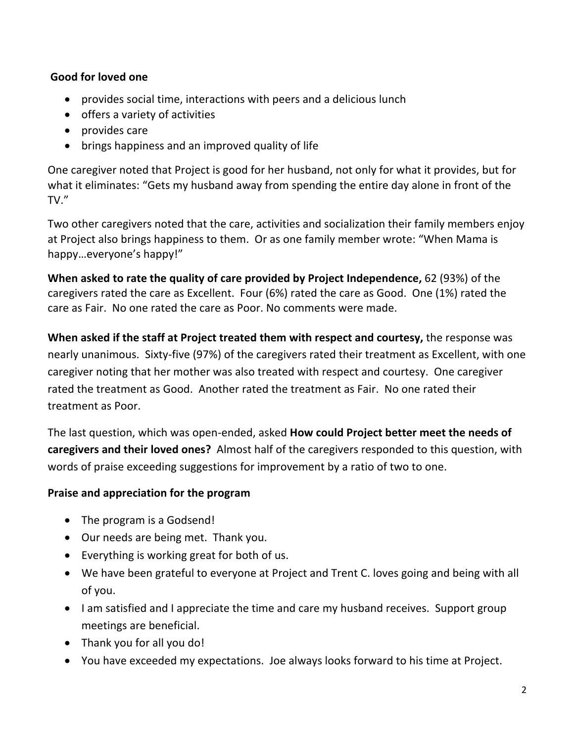**Good for loved one**

- provides social time, interactions with peers and a delicious lunch
- offers a variety of activities
- provides care
- brings happiness and an improved quality of life

One caregiver noted that Project is good for her husband, not only for what it provides, but for what it eliminates: "Gets my husband away from spending the entire day alone in front of the TV."

Two other caregivers noted that the care, activities and socialization their family members enjoy at Project also brings happiness to them. Or as one family member wrote: "When Mama is happy…everyone's happy!"

**When asked to rate the quality of care provided by Project Independence,** 62 (93%) of the caregivers rated the care as Excellent. Four (6%) rated the care as Good. One (1%) rated the care as Fair. No one rated the care as Poor. No comments were made.

**When asked if the staff at Project treated them with respect and courtesy,** the response was nearly unanimous. Sixty-five (97%) of the caregivers rated their treatment as Excellent, with one caregiver noting that her mother was also treated with respect and courtesy. One caregiver rated the treatment as Good. Another rated the treatment as Fair. No one rated their treatment as Poor.

The last question, which was open-ended, asked **How could Project better meet the needs of caregivers and their loved ones?** Almost half of the caregivers responded to this question, with words of praise exceeding suggestions for improvement by a ratio of two to one.

**Praise and appreciation for the program**

- The program is a Godsend!
- Our needs are being met. Thank you.
- Everything is working great for both of us.
- We have been grateful to everyone at Project and Trent C. loves going and being with all of you.
- I am satisfied and I appreciate the time and care my husband receives. Support group meetings are beneficial.
- Thank you for all you do!
- You have exceeded my expectations. Joe always looks forward to his time at Project.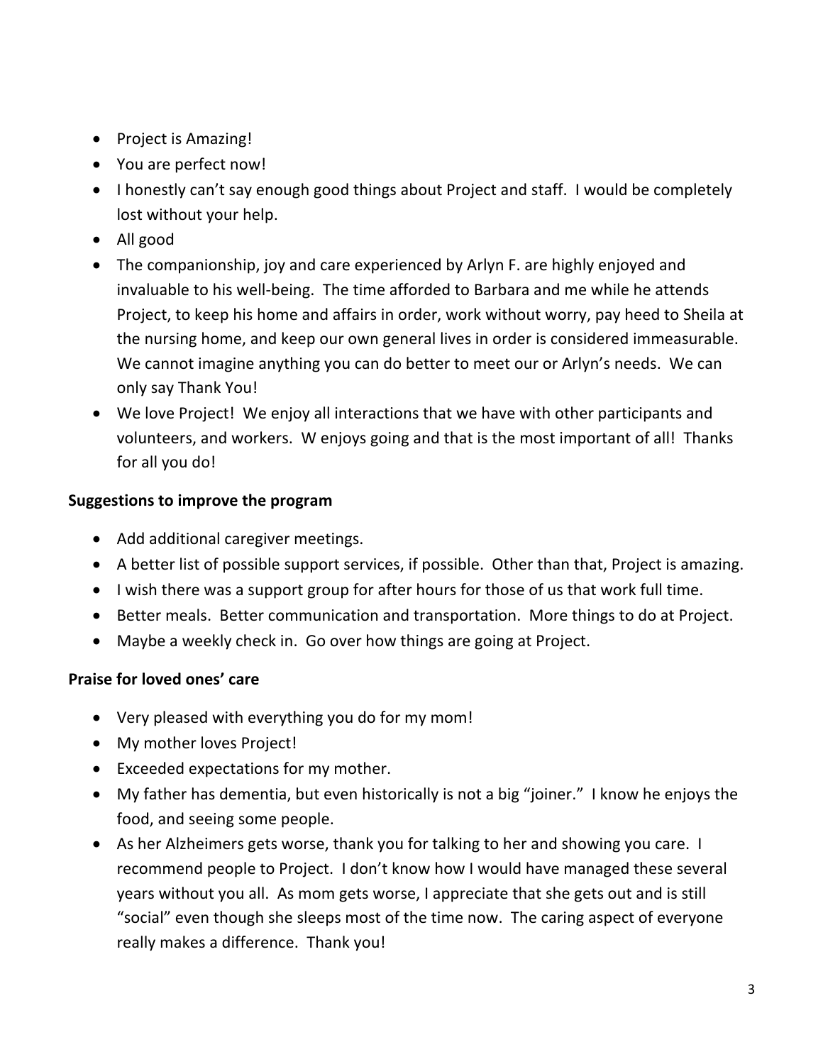- Project is Amazing!
- You are perfect now!
- I honestly can't say enough good things about Project and staff. I would be completely lost without your help.
- All good
- The companionship, joy and care experienced by Arlyn F. are highly enjoyed and invaluable to his well-being. The time afforded to Barbara and me while he attends Project, to keep his home and affairs in order, work without worry, pay heed to Sheila at the nursing home, and keep our own general lives in order is considered immeasurable. We cannot imagine anything you can do better to meet our or Arlyn's needs. We can only say Thank You!
- We love Project! We enjoy all interactions that we have with other participants and volunteers, and workers. W enjoys going and that is the most important of all! Thanks for all you do!

**Suggestions to improve the program**

- Add additional caregiver meetings.
- A better list of possible support services, if possible. Other than that, Project is amazing.
- I wish there was a support group for after hours for those of us that work full time.
- Better meals. Better communication and transportation. More things to do at Project.
- Maybe a weekly check in. Go over how things are going at Project.

**Praise for loved ones' care**

- Very pleased with everything you do for my mom!
- My mother loves Project!
- Exceeded expectations for my mother.
- My father has dementia, but even historically is not a big "joiner." I know he enjoys the food, and seeing some people.
- As her Alzheimers gets worse, thank you for talking to her and showing you care. I recommend people to Project. I don't know how I would have managed these several years without you all. As mom gets worse, I appreciate that she gets out and is still "social" even though she sleeps most of the time now. The caring aspect of everyone really makes a difference. Thank you!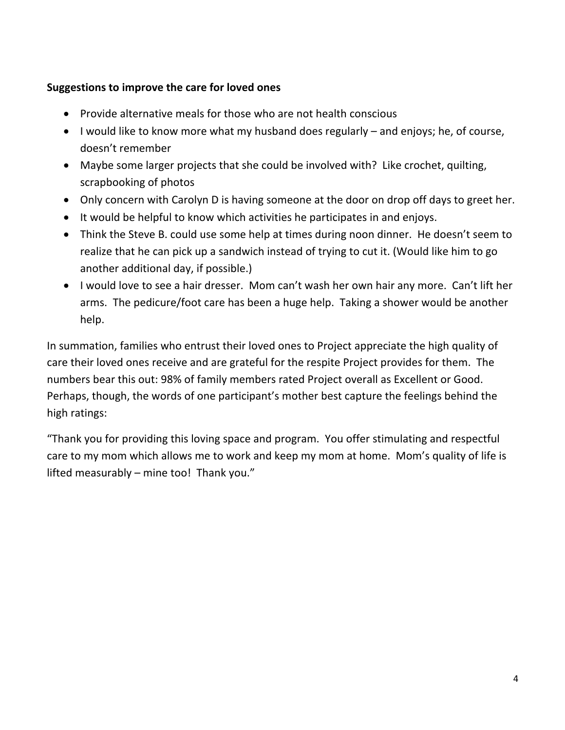**Suggestions to improve the care for loved ones**

- Provide alternative meals for those who are not health conscious
- I would like to know more what my husband does regularly – and enjoys; he, of course, doesn't remember
- Maybe some larger projects that she could be involved with? Like crochet, quilting, scrapbooking of photos
- Only concern with Carolyn D is having someone at the door on drop off days to greet her.
- It would be helpful to know which activities he participates in and enjoys.
- Think the Steve B. could use some help at times during noon dinner. He doesn't seem to realize that he can pick up a sandwich instead of trying to cut it. (Would like him to go another additional day, if possible.)
- I would love to see a hair dresser. Mom can't wash her own hair any more. Can't lift her arms. The pedicure/foot care has been a huge help. Taking a shower would be another help.

In summation, families who entrust their loved ones to Project appreciate the high quality of care their loved ones receive and are grateful for the respite Project provides for them. The numbers bear this out: 98% of family members rated Project overall as Excellent or Good. Perhaps, though, the words of one participant's mother best capture the feelings behind the high ratings:

"Thank you for providing this loving space and program. You offer stimulating and respectful care to my mom which allows me to work and keep my mom at home. Mom's quality of life is lifted measurably – mine too! Thank you."